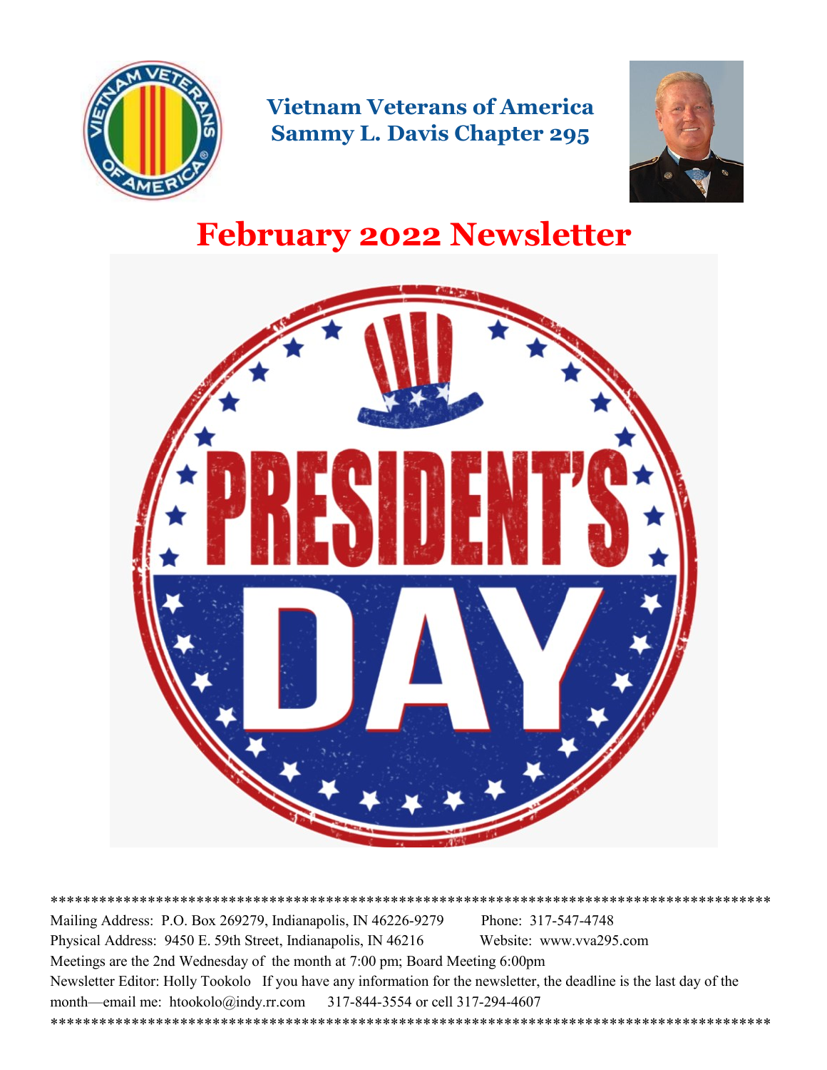# Vietnam Veterans of America
# Sammy L. Davis Chapter 295

# February 2022 Newsletter

PRESIDENT'S DAY

******************************************************************************************

Mailing Address: P.O. Box 269279, Indianapolis, IN 46226-9279 Phone: 317-547-4748

Physical Address: 9450 E. 59th Street, Indianapolis, IN 46216 Website: www.vva295.com

Meetings are the 2nd Wednesday of the month at 7:00 pm; Board Meeting 6:00pm

Newsletter Editor: Holly Tookolo If you have any information for the newsletter, the deadline is the last day of the month—email me: htookolo@indy.rr.com 317-844-3554 or cell 317-294-4607

******************************************************************************************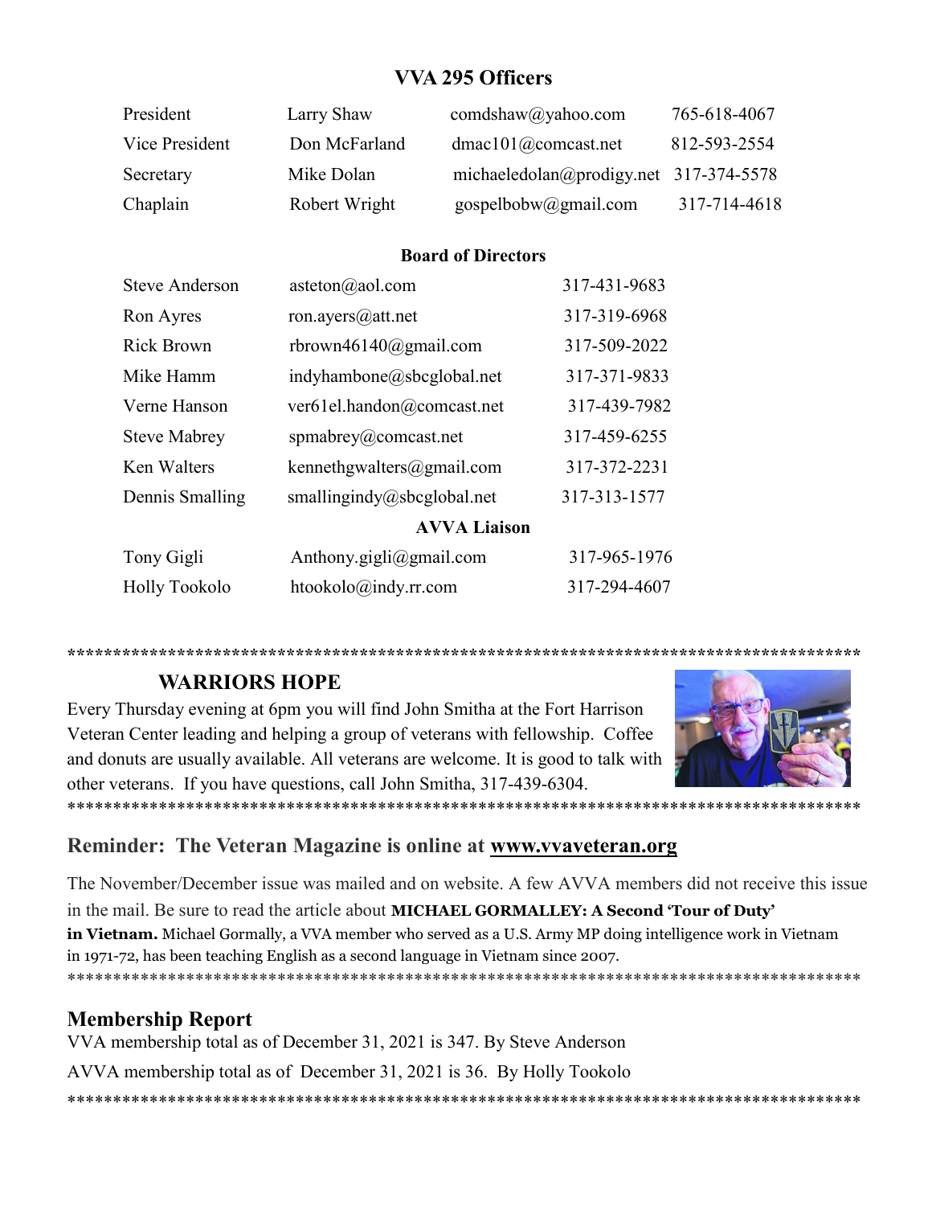## VVA 295 Officers

| | | | |
|---|---|---|---|
| President | Larry Shaw | comdshaw@yahoo.com | 765-618-4067 |
| Vice President | Don McFarland | dmac101@comcast.net | 812-593-2554 |
| Secretary | Mike Dolan | michaeledolan@prodigy.net | 317-374-5578 |
| Chaplain | Robert Wright | gospelbobw@gmail.com | 317-714-4618 |

### Board of Directors

| | | |
|---|---|---|
| Steve Anderson | asteton@aol.com | 317-431-9683 |
| Ron Ayres | ron.ayers@att.net | 317-319-6968 |
| Rick Brown | rbrown46140@gmail.com | 317-509-2022 |
| Mike Hamm | indyhambone@sbcglobal.net | 317-371-9833 |
| Verne Hanson | ver61el.handon@comcast.net | 317-439-7982 |
| Steve Mabrey | spmabrey@comcast.net | 317-459-6255 |
| Ken Walters | kennethgwalters@gmail.com | 317-372-2231 |
| Dennis Smalling | smallingindy@sbcglobal.net | 317-313-1577 |

### AVVA Liaison

| | | |
|---|---|---|
| Tony Gigli | Anthony.gigli@gmail.com | 317-965-1976 |
| Holly Tookolo | htookolo@indy.rr.com | 317-294-4607 |

******************************************************************************************

## WARRIORS HOPE

Every Thursday evening at 6pm you will find John Smitha at the Fort Harrison Veteran Center leading and helping a group of veterans with fellowship. Coffee and donuts are usually available. All veterans are welcome. It is good to talk with other veterans. If you have questions, call John Smitha, 317-439-6304.

******************************************************************************************

## Reminder: The Veteran Magazine is online at www.vvaveteran.org

The November/December issue was mailed and on website. A few AVVA members did not receive this issue in the mail. Be sure to read the article about **MICHAEL GORMALLEY: A Second 'Tour of Duty' in Vietnam.** Michael Gormally, a VVA member who served as a U.S. Army MP doing intelligence work in Vietnam in 1971-72, has been teaching English as a second language in Vietnam since 2007.

******************************************************************************************

## Membership Report

VVA membership total as of December 31, 2021 is 347. By Steve Anderson

AVVA membership total as of December 31, 2021 is 36. By Holly Tookolo

******************************************************************************************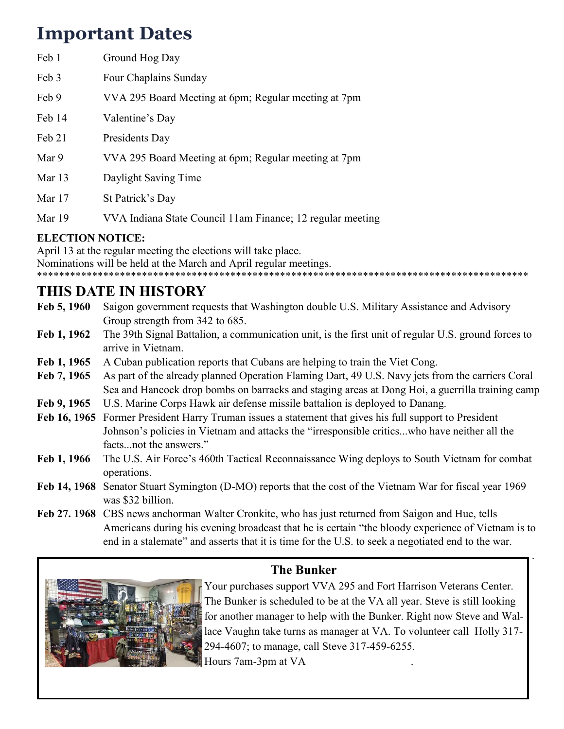# Important Dates

| | |
|---|---|
| Feb 1 | Ground Hog Day |
| Feb 3 | Four Chaplains Sunday |
| Feb 9 | VVA 295 Board Meeting at 6pm; Regular meeting at 7pm |
| Feb 14 | Valentine's Day |
| Feb 21 | Presidents Day |
| Mar 9 | VVA 295 Board Meeting at 6pm; Regular meeting at 7pm |
| Mar 13 | Daylight Saving Time |
| Mar 17 | St Patrick's Day |
| Mar 19 | VVA Indiana State Council 11am Finance; 12 regular meeting |

**ELECTION NOTICE:**
April 13 at the regular meeting the elections will take place.
Nominations will be held at the March and April regular meetings.

*******************************************************************************************

## THIS DATE IN HISTORY

**Feb 5, 1960** Saigon government requests that Washington double U.S. Military Assistance and Advisory Group strength from 342 to 685.

**Feb 1, 1962** The 39th Signal Battalion, a communication unit, is the first unit of regular U.S. ground forces to arrive in Vietnam.

**Feb 1, 1965** A Cuban publication reports that Cubans are helping to train the Viet Cong.

**Feb 7, 1965** As part of the already planned Operation Flaming Dart, 49 U.S. Navy jets from the carriers Coral Sea and Hancock drop bombs on barracks and staging areas at Dong Hoi, a guerrilla training camp

**Feb 9, 1965** U.S. Marine Corps Hawk air defense missile battalion is deployed to Danang.

**Feb 16, 1965** Former President Harry Truman issues a statement that gives his full support to President Johnson's policies in Vietnam and attacks the "irresponsible critics...who have neither all the facts...not the answers."

**Feb 1, 1966** The U.S. Air Force's 460th Tactical Reconnaissance Wing deploys to South Vietnam for combat operations.

**Feb 14, 1968** Senator Stuart Symington (D-MO) reports that the cost of the Vietnam War for fiscal year 1969 was $32 billion.

**Feb 27. 1968** CBS news anchorman Walter Cronkite, who has just returned from Saigon and Hue, tells Americans during his evening broadcast that he is certain "the bloody experience of Vietnam is to end in a stalemate" and asserts that it is time for the U.S. to seek a negotiated end to the war.

### The Bunker

Your purchases support VVA 295 and Fort Harrison Veterans Center. The Bunker is scheduled to be at the VA all year. Steve is still looking for another manager to help with the Bunker. Right now Steve and Wallace Vaughn take turns as manager at VA. To volunteer call Holly 317-294-4607; to manage, call Steve 317-459-6255.
Hours 7am-3pm at VA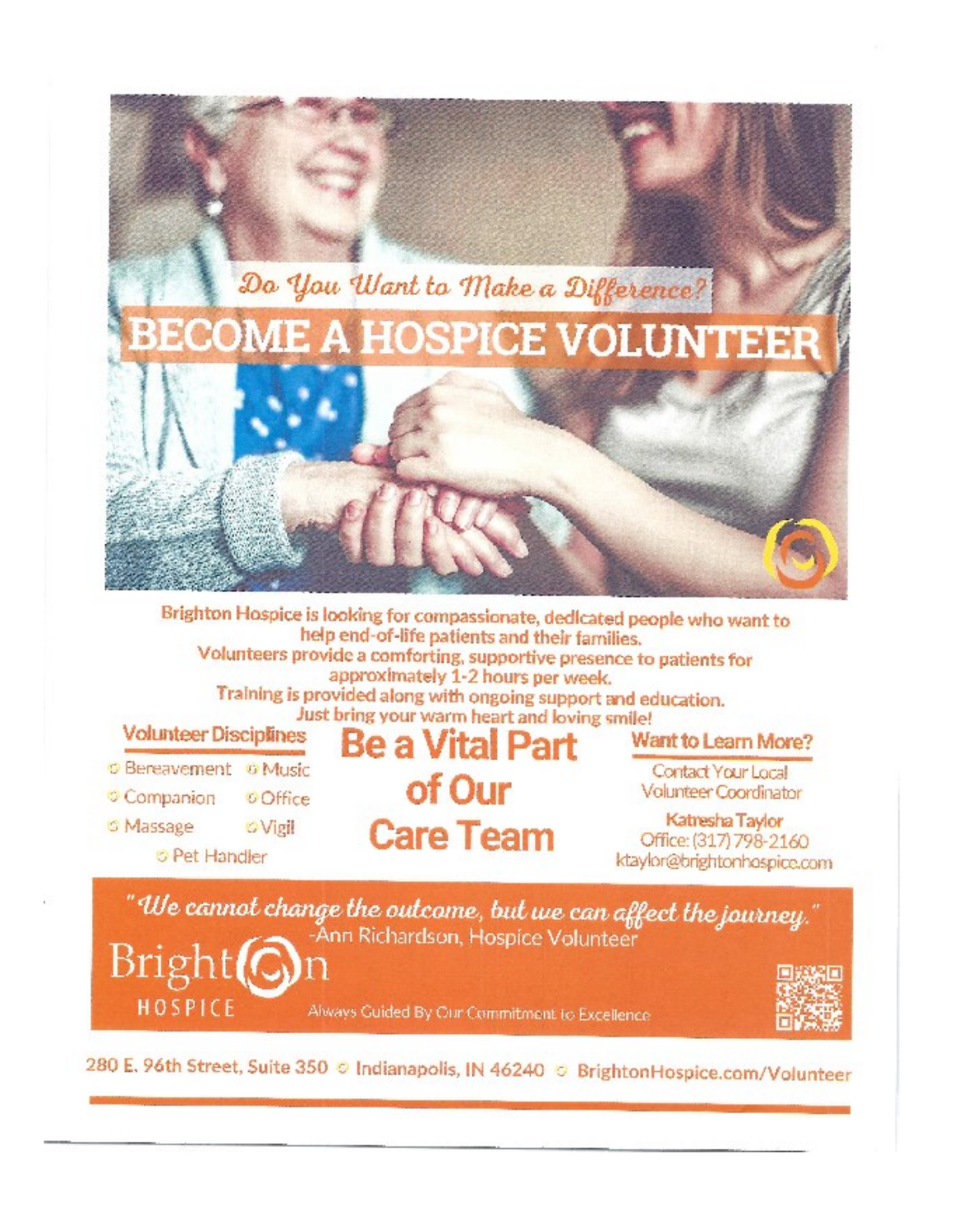*Do You Want to Make a Difference?*

# BECOME A HOSPICE VOLUNTEER

Brighton Hospice is looking for compassionate, dedicated people who want to help end-of-life patients and their families.
Volunteers provide a comforting, supportive presence to patients for approximately 1-2 hours per week.
Training is provided along with ongoing support and education.
Just bring your warm heart and loving smile!

## Be a Vital Part of Our Care Team

### Volunteer Disciplines

- Bereavement
- Music
- Companion
- Office
- Massage
- Vigil
- Pet Handler

### Want to Learn More?

Contact Your Local Volunteer Coordinator

**Katresha Taylor**
Office: (317) 798-2160
ktaylor@brightonhospice.com

*"We cannot change the outcome, but we can affect the journey."*
-Ann Richardson, Hospice Volunteer

Brighton HOSPICE

Always Guided By Our Commitment to Excellence

280 E. 96th Street, Suite 350 · Indianapolis, IN 46240 · BrightonHospice.com/Volunteer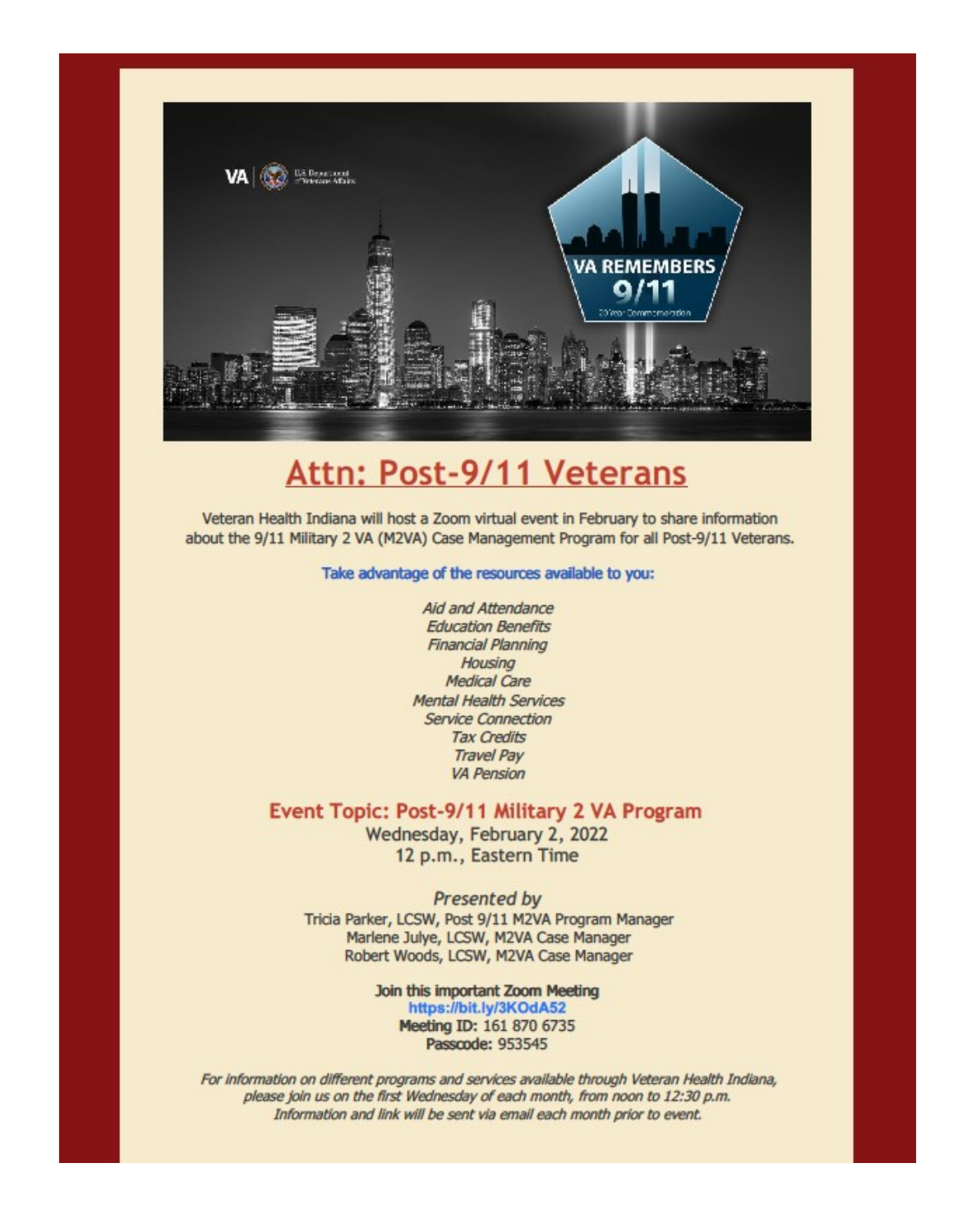# Attn: Post-9/11 Veterans

Veteran Health Indiana will host a Zoom virtual event in February to share information about the 9/11 Military 2 VA (M2VA) Case Management Program for all Post-9/11 Veterans.

Take advantage of the resources available to you:

*Aid and Attendance*
*Education Benefits*
*Financial Planning*
*Housing*
*Medical Care*
*Mental Health Services*
*Service Connection*
*Tax Credits*
*Travel Pay*
*VA Pension*

## Event Topic: Post-9/11 Military 2 VA Program

Wednesday, February 2, 2022
12 p.m., Eastern Time

*Presented by*
Tricia Parker, LCSW, Post 9/11 M2VA Program Manager
Marlene Julye, LCSW, M2VA Case Manager
Robert Woods, LCSW, M2VA Case Manager

**Join this important Zoom Meeting**
https://bit.ly/3KOdA52
**Meeting ID:** 161 870 6735
**Passcode:** 953545

*For information on different programs and services available through Veteran Health Indiana, please join us on the first Wednesday of each month, from noon to 12:30 p.m. Information and link will be sent via email each month prior to event.*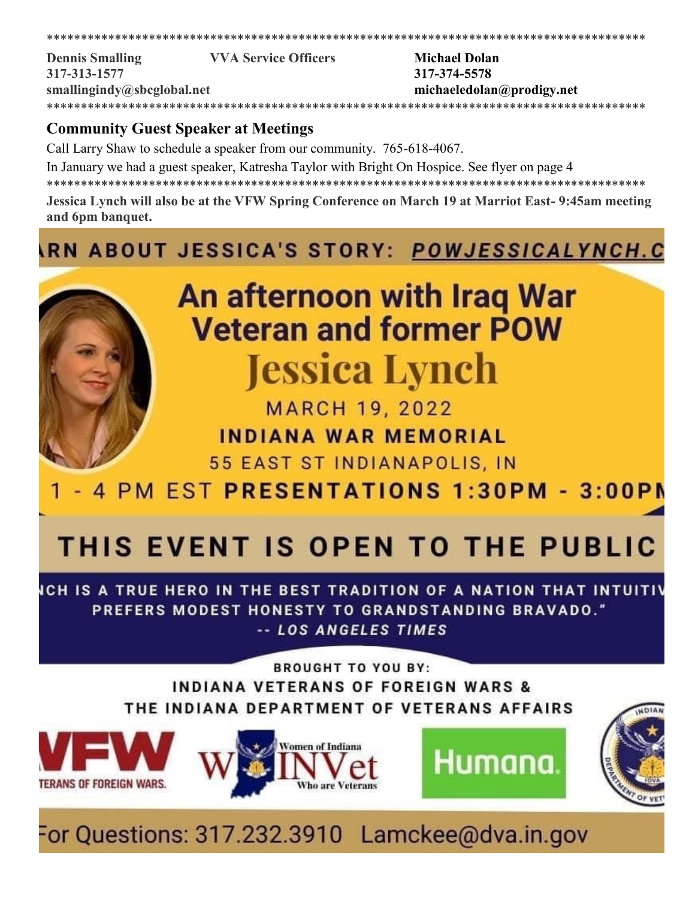*************************************************************************************

**Dennis Smalling** **VVA Service Officers** **Michael Dolan**
**317-313-1577** **317-374-5578**
**smallingindy@sbcglobal.net** **michaeledolan@prodigy.net**

*************************************************************************************

### Community Guest Speaker at Meetings

Call Larry Shaw to schedule a speaker from our community. 765-618-4067.

In January we had a guest speaker, Katresha Taylor with Bright On Hospice. See flyer on page 4

*************************************************************************************

**Jessica Lynch will also be at the VFW Spring Conference on March 19 at Marriot East- 9:45am meeting and 6pm banquet.**

RN ABOUT JESSICA'S STORY: POWJESSICALYNCH.C

## An afternoon with Iraq War Veteran and former POW

# Jessica Lynch

MARCH 19, 2022

INDIANA WAR MEMORIAL

55 EAST ST INDIANAPOLIS, IN

1 - 4 PM EST **PRESENTATIONS 1:30PM - 3:00PM**

## THIS EVENT IS OPEN TO THE PUBLIC

NCH IS A TRUE HERO IN THE BEST TRADITION OF A NATION THAT INTUITIV PREFERS MODEST HONESTY TO GRANDSTANDING BRAVADO."

-- *LOS ANGELES TIMES*

BROUGHT TO YOU BY:

INDIANA VETERANS OF FOREIGN WARS &
THE INDIANA DEPARTMENT OF VETERANS AFFAIRS

VFW TERANS OF FOREIGN WARS.

Women of Indiana INVet Who are Veterans

Humana.

For Questions: 317.232.3910 Lamckee@dva.in.gov